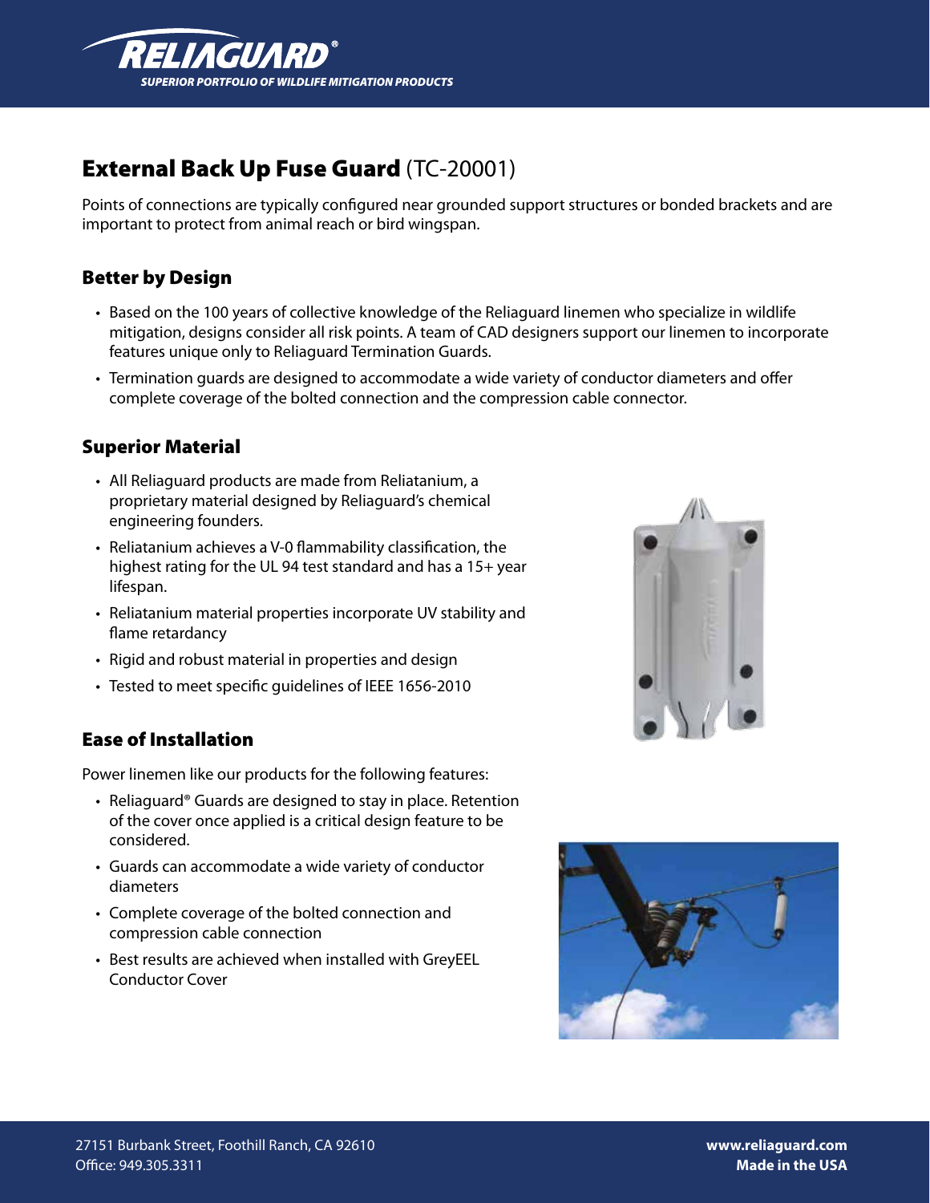RELIAGUARD®

*SUPERIOR PORTFOLIO OF WILDLIFE MITIGATION PRODUCTS*

# **External Back Up Fuse Guard** (TC-20001)

Points of connections are typically configured near grounded support structures or bonded brackets and are important to protect from animal reach or bird wingspan.

## Better by Design

- Based on the 100 years of collective knowledge of the Reliaguard linemen who specialize in wildlife mitigation, designs consider all risk points. A team of CAD designers support our linemen to incorporate features unique only to Reliaguard Termination Guards.
- Termination guards are designed to accommodate a wide variety of conductor diameters and offer complete coverage of the bolted connection and the compression cable connector.

## Superior Material

- All Reliaguard products are made from Reliatanium, a proprietary material designed by Reliaguard's chemical engineering founders.
- Reliatanium achieves a V-0 flammability classification, the highest rating for the UL 94 test standard and has a 15+ year lifespan.
- Reliatanium material properties incorporate UV stability and flame retardancy
- Rigid and robust material in properties and design
- Tested to meet specific guidelines of IEEE 1656-2010

## Ease of Installation

Power linemen like our products for the following features:

- Reliaguard® Guards are designed to stay in place. Retention of the cover once applied is a critical design feature to be considered.
- Guards can accommodate a wide variety of conductor diameters
- Complete coverage of the bolted connection and compression cable connection
- Best results are achieved when installed with GreyEEL Conductor Cover

27151 Burbank Street, Foothill Ranch, CA 92610
Office: 949.305.3311

**www.reliaguard.com**
**Made in the USA**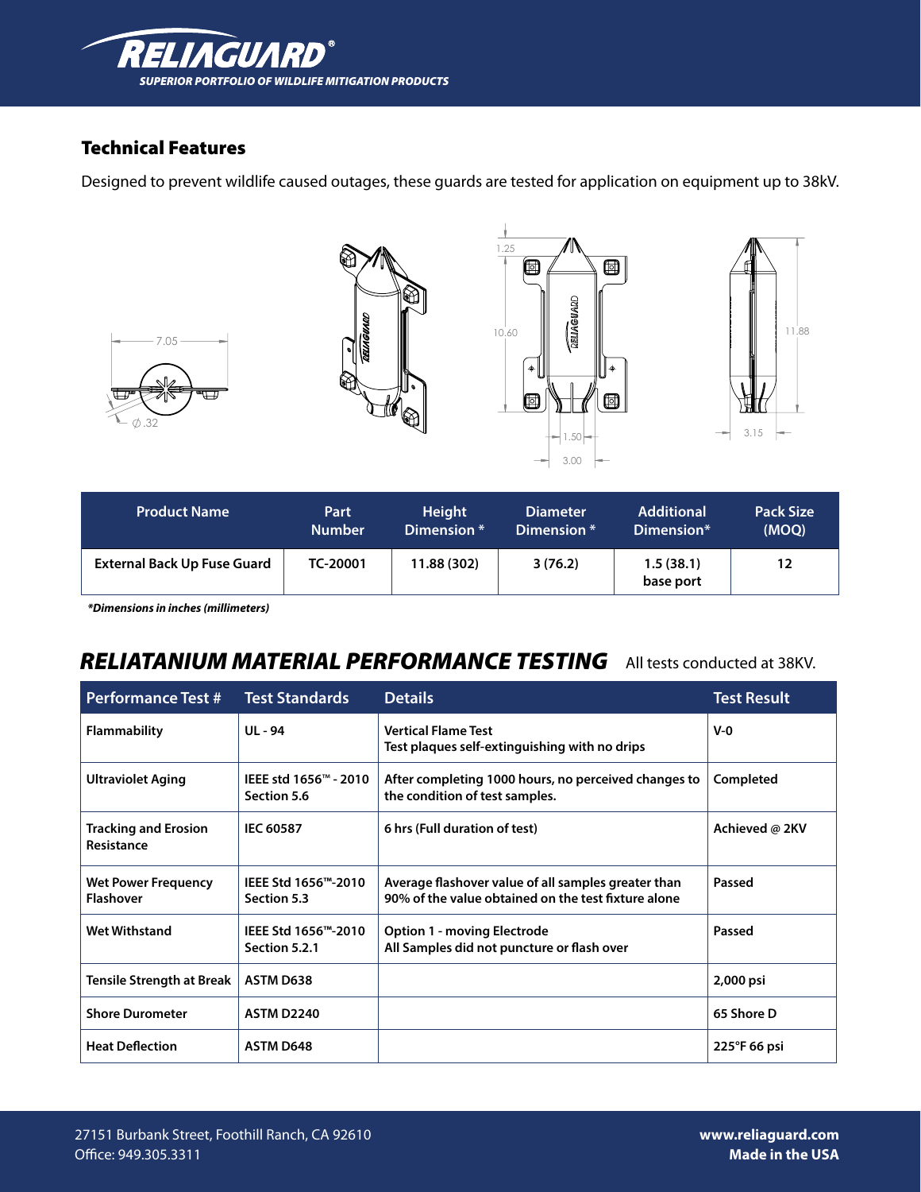## Technical Features

Designed to prevent wildlife caused outages, these guards are tested for application on equipment up to 38kV.

7.05

∅.32

1.25

10.60

1.50

3.00

11.88

3.15

| Product Name | Part Number | Height Dimension * | Diameter Dimension * | Additional Dimension* | Pack Size (MOQ) |
|---|---|---|---|---|---|
| **External Back Up Fuse Guard** | **TC-20001** | **11.88 (302)** | **3 (76.2)** | **1.5 (38.1) base port** | **12** |

***Dimensions in inches (millimeters)***

## *RELIATANIUM MATERIAL PERFORMANCE TESTING*

All tests conducted at 38KV.

| Performance Test # | Test Standards | Details | Test Result |
|---|---|---|---|
| **Flammability** | **UL - 94** | **Vertical Flame Test** **Test plaques self-extinguishing with no drips** | **V-0** |
| **Ultraviolet Aging** | **IEEE std 1656™ - 2010 Section 5.6** | **After completing 1000 hours, no perceived changes to the condition of test samples.** | **Completed** |
| **Tracking and Erosion Resistance** | **IEC 60587** | **6 hrs (Full duration of test)** | **Achieved @ 2KV** |
| **Wet Power Frequency Flashover** | **IEEE Std 1656™-2010 Section 5.3** | **Average flashover value of all samples greater than 90% of the value obtained on the test fixture alone** | **Passed** |
| **Wet Withstand** | **IEEE Std 1656™-2010 Section 5.2.1** | **Option 1 - moving Electrode** **All Samples did not puncture or flash over** | **Passed** |
| **Tensile Strength at Break** | **ASTM D638** | | **2,000 psi** |
| **Shore Durometer** | **ASTM D2240** | | **65 Shore D** |
| **Heat Deflection** | **ASTM D648** | | **225°F 66 psi** |